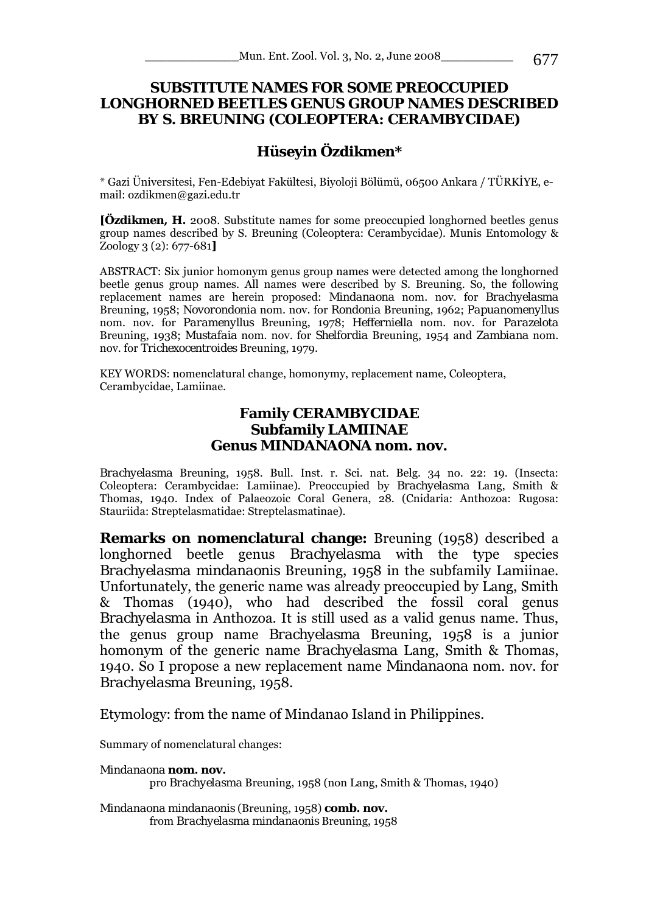# SUBSTITUTE NAMES FOR SOME PREOCCUPIED LONGHORNED BEETLES GENUS GROUP NAMES DESCRIBED BY S. BREUNING (COLEOPTERA: CERAMBYCIDAE)

## Hüseyin Özdikmen*

\* Gazi Üniversitesi, Fen-Edebiyat Fakültesi, Biyoloji Bölümü, 06500 Ankara / TÜRKİYE, e-mail: ozdikmen@gazi.edu.tr

**[Özdikmen, H.** 2008. Substitute names for some preoccupied longhorned beetles genus group names described by S. Breuning (Coleoptera: Cerambycidae). Munis Entomology & Zoology 3 (2): 677-681**]**

ABSTRACT: Six junior homonym genus group names were detected among the longhorned beetle genus group names. All names were described by S. Breuning. So, the following replacement names are herein proposed: *Mindanaona* nom. nov. for *Brachyelasma* Breuning, 1958; *Novorondonia* nom. nov. for *Rondonia* Breuning, 1962; *Papuanomenyllus* nom. nov. for *Paramenyllus* Breuning, 1978; *Hefferniella* nom. nov. for *Parazelota* Breuning, 1938; *Mustafaia* nom. nov. for *Shelfordia* Breuning, 1954 and *Zambiana* nom. nov. for *Trichexocentroides* Breuning, 1979.

KEY WORDS: nomenclatural change, homonymy, replacement name, Coleoptera, Cerambycidae, Lamiinae.

### Family CERAMBYCIDAE
### Subfamily LAMIINAE
### Genus MINDANAONA nom. nov.

*Brachyelasma* Breuning, 1958. Bull. Inst. r. Sci. nat. Belg. 34 no. 22: 19. (Insecta: Coleoptera: Cerambycidae: Lamiinae). Preoccupied by *Brachyelasma* Lang, Smith & Thomas, 1940. Index of Palaeozoic Coral Genera, 28. (Cnidaria: Anthozoa: Rugosa: Stauriida: Streptelasmatidae: Streptelasmatinae).

**Remarks on nomenclatural change:** Breuning (1958) described a longhorned beetle genus *Brachyelasma* with the type species *Brachyelasma mindanaonis* Breuning, 1958 in the subfamily Lamiinae. Unfortunately, the generic name was already preoccupied by Lang, Smith & Thomas (1940), who had described the fossil coral genus *Brachyelasma* in Anthozoa. It is still used as a valid genus name. Thus, the genus group name *Brachyelasma* Breuning, 1958 is a junior homonym of the generic name *Brachyelasma* Lang, Smith & Thomas, 1940. So I propose a new replacement name *Mindanaona* nom. nov. for *Brachyelasma* Breuning, 1958.

Etymology: from the name of Mindanao Island in Philippines.

Summary of nomenclatural changes:

*Mindanaona* **nom. nov.**
pro *Brachyelasma* Breuning, 1958 (non Lang, Smith & Thomas, 1940)

*Mindanaona mindanaonis* (Breuning, 1958) **comb. nov.**
from *Brachyelasma mindanaonis* Breuning, 1958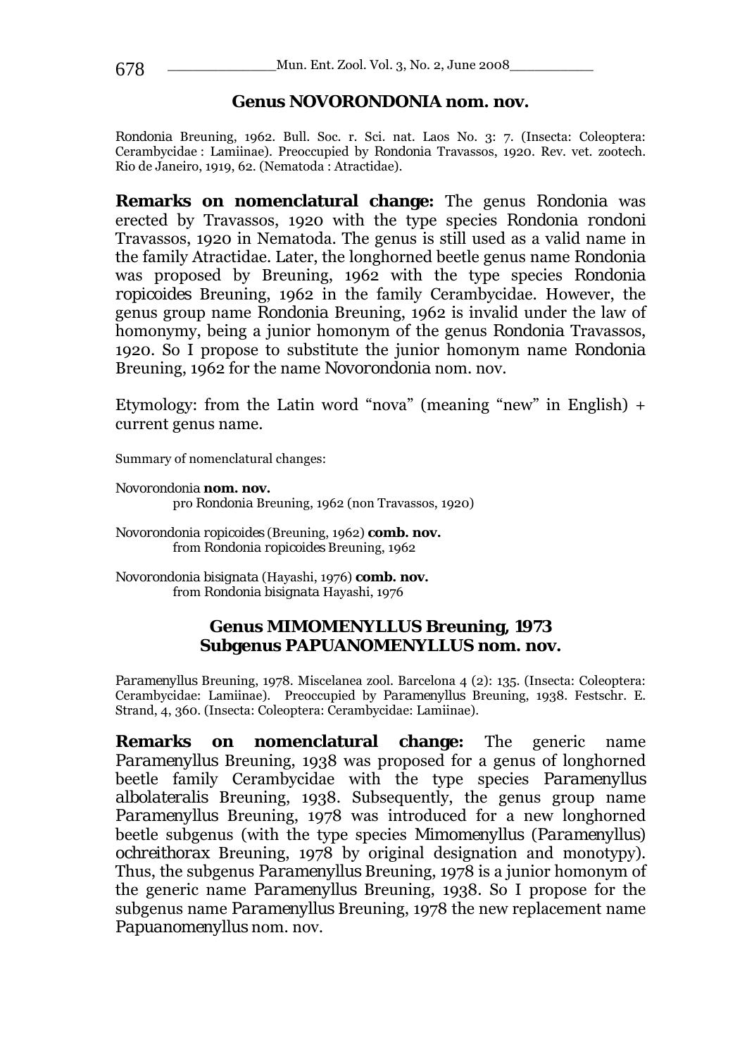## Genus NOVORONDONIA nom. nov.

Rondonia Breuning, 1962. Bull. Soc. r. Sci. nat. Laos No. 3: 7. (Insecta: Coleoptera: Cerambycidae : Lamiinae). Preoccupied by Rondonia Travassos, 1920. Rev. vet. zootech. Rio de Janeiro, 1919, 62. (Nematoda : Atractidae).

**Remarks on nomenclatural change:** The genus *Rondonia* was erected by Travassos, 1920 with the type species *Rondonia rondoni* Travassos, 1920 in Nematoda. The genus is still used as a valid name in the family Atractidae. Later, the longhorned beetle genus name *Rondonia* was proposed by Breuning, 1962 with the type species *Rondonia ropicoides* Breuning, 1962 in the family Cerambycidae. However, the genus group name *Rondonia* Breuning, 1962 is invalid under the law of homonymy, being a junior homonym of the genus *Rondonia* Travassos, 1920. So I propose to substitute the junior homonym name *Rondonia* Breuning, 1962 for the name *Novorondonia* nom. nov.

Etymology: from the Latin word "nova" (meaning "new" in English) + current genus name.

Summary of nomenclatural changes:

*Novorondonia* **nom. nov.**
pro *Rondonia* Breuning, 1962 (non Travassos, 1920)

*Novorondonia ropicoides* (Breuning, 1962) **comb. nov.**
from *Rondonia ropicoides* Breuning, 1962

*Novorondonia bisignata* (Hayashi, 1976) **comb. nov.**
from *Rondonia bisignata* Hayashi, 1976

## Genus MIMOMENYLLUS Breuning, 1973
## Subgenus PAPUANOMENYLLUS nom. nov.

Paramenyllus Breuning, 1978. Miscelanea zool. Barcelona 4 (2): 135. (Insecta: Coleoptera: Cerambycidae: Lamiinae). Preoccupied by Paramenyllus Breuning, 1938. Festschr. E. Strand, 4, 360. (Insecta: Coleoptera: Cerambycidae: Lamiinae).

**Remarks on nomenclatural change:** The generic name *Paramenyllus* Breuning, 1938 was proposed for a genus of longhorned beetle family Cerambycidae with the type species *Paramenyllus albolateralis* Breuning, 1938. Subsequently, the genus group name *Paramenyllus* Breuning, 1978 was introduced for a new longhorned beetle subgenus (with the type species *Mimomenyllus (Paramenyllus) ochreithorax* Breuning, 1978 by original designation and monotypy). Thus, the subgenus *Paramenyllus* Breuning, 1978 is a junior homonym of the generic name *Paramenyllus* Breuning, 1938. So I propose for the subgenus name *Paramenyllus* Breuning, 1978 the new replacement name *Papuanomenyllus* nom. nov.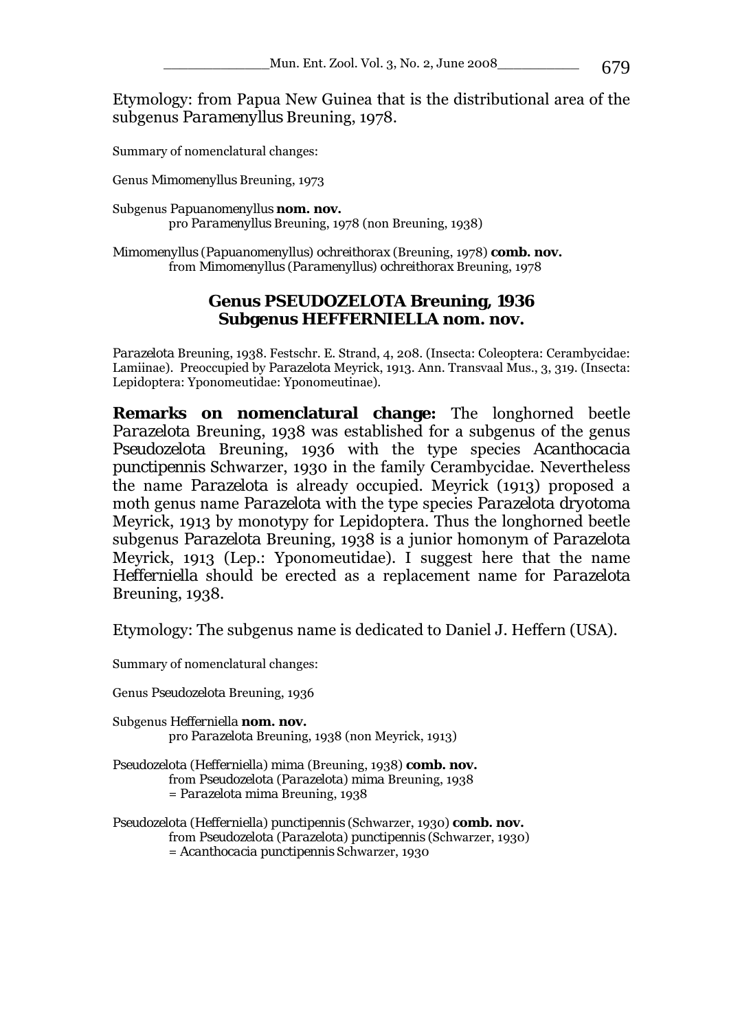Etymology: from Papua New Guinea that is the distributional area of the subgenus *Paramenyllus* Breuning, 1978.

Summary of nomenclatural changes:

Genus *Mimomenyllus* Breuning, 1973

Subgenus *Papuanomenyllus* **nom. nov.**
pro *Paramenyllus* Breuning, 1978 (non Breuning, 1938)

*Mimomenyllus* (*Papuanomenyllus*) *ochreithorax* (Breuning, 1978) **comb. nov.**
from *Mimomenyllus* (*Paramenyllus*) *ochreithorax* Breuning, 1978

## Genus PSEUDOZELOTA Breuning, 1936
## Subgenus HEFFERNIELLA nom. nov.

*Parazelota* Breuning, 1938. Festschr. E. Strand, 4, 208. (Insecta: Coleoptera: Cerambycidae: Lamiinae). Preoccupied by *Parazelota* Meyrick, 1913. Ann. Transvaal Mus., 3, 319. (Insecta: Lepidoptera: Yponomeutidae: Yponomeutinae).

**Remarks on nomenclatural change:** The longhorned beetle *Parazelota* Breuning, 1938 was established for a subgenus of the genus *Pseudozelota* Breuning, 1936 with the type species *Acanthocacia punctipennis* Schwarzer, 1930 in the family Cerambycidae. Nevertheless the name *Parazelota* is already occupied. Meyrick (1913) proposed a moth genus name *Parazelota* with the type species *Parazelota dryotoma* Meyrick, 1913 by monotypy for Lepidoptera. Thus the longhorned beetle subgenus *Parazelota* Breuning, 1938 is a junior homonym of *Parazelota* Meyrick, 1913 (Lep.: Yponomeutidae). I suggest here that the name *Hefferniella* should be erected as a replacement name for *Parazelota* Breuning, 1938.

Etymology: The subgenus name is dedicated to Daniel J. Heffern (USA).

Summary of nomenclatural changes:

Genus *Pseudozelota* Breuning, 1936

Subgenus *Hefferniella* **nom. nov.**
pro *Parazelota* Breuning, 1938 (non Meyrick, 1913)

*Pseudozelota* (*Hefferniella*) *mima* (Breuning, 1938) **comb. nov.**
from *Pseudozelota* (*Parazelota*) *mima* Breuning, 1938
= *Parazelota mima* Breuning, 1938

*Pseudozelota* (*Hefferniella*) *punctipennis* (Schwarzer, 1930) **comb. nov.**
from *Pseudozelota* (*Parazelota*) *punctipennis* (Schwarzer, 1930)
= *Acanthocacia punctipennis* Schwarzer, 1930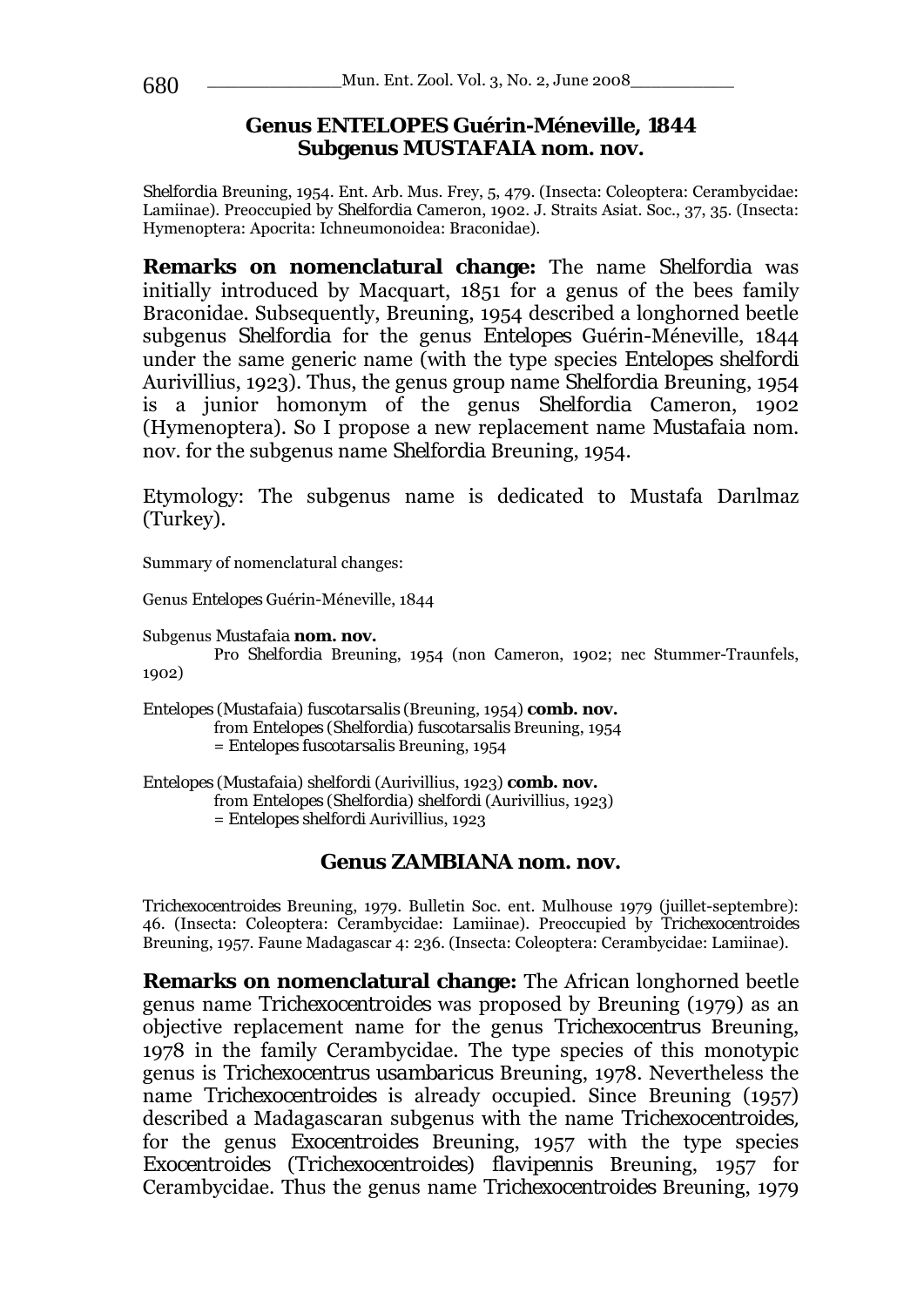## Genus ENTELOPES Guérin-Méneville, 1844
## Subgenus MUSTAFAIA nom. nov.

*Shelfordia* Breuning, 1954. Ent. Arb. Mus. Frey, 5, 479. (Insecta: Coleoptera: Cerambycidae: Lamiinae). Preoccupied by *Shelfordia* Cameron, 1902. J. Straits Asiat. Soc., 37, 35. (Insecta: Hymenoptera: Apocrita: Ichneumonoidea: Braconidae).

**Remarks on nomenclatural change:** The name *Shelfordia* was initially introduced by Macquart, 1851 for a genus of the bees family Braconidae. Subsequently, Breuning, 1954 described a longhorned beetle subgenus *Shelfordia* for the genus *Entelopes* Guérin-Méneville, 1844 under the same generic name (with the type species *Entelopes shelfordi* Aurivillius, 1923). Thus, the genus group name *Shelfordia* Breuning, 1954 is a junior homonym of the genus *Shelfordia* Cameron, 1902 (Hymenoptera). So I propose a new replacement name *Mustafaia* nom. nov. for the subgenus name *Shelfordia* Breuning, 1954.

Etymology: The subgenus name is dedicated to Mustafa Darılmaz (Turkey).

Summary of nomenclatural changes:

Genus *Entelopes* Guérin-Méneville, 1844

Subgenus *Mustafaia* **nom. nov.**
Pro *Shelfordia* Breuning, 1954 (non Cameron, 1902; nec Stummer-Traunfels, 1902)

*Entelopes* (*Mustafaia*) *fuscotarsalis* (Breuning, 1954) **comb. nov.**
from *Entelopes* (*Shelfordia*) *fuscotarsalis* Breuning, 1954
= *Entelopes fuscotarsalis* Breuning, 1954

*Entelopes* (*Mustafaia*) *shelfordi* (Aurivillius, 1923) **comb. nov.**
from *Entelopes* (*Shelfordia*) *shelfordi* (Aurivillius, 1923)
= *Entelopes shelfordi* Aurivillius, 1923

## Genus ZAMBIANA nom. nov.

*Trichexocentroides* Breuning, 1979. Bulletin Soc. ent. Mulhouse 1979 (juillet-septembre): 46. (Insecta: Coleoptera: Cerambycidae: Lamiinae). Preoccupied by *Trichexocentroides* Breuning, 1957. Faune Madagascar 4: 236. (Insecta: Coleoptera: Cerambycidae: Lamiinae).

**Remarks on nomenclatural change:** The African longhorned beetle genus name *Trichexocentroides* was proposed by Breuning (1979) as an objective replacement name for the genus *Trichexocentrus* Breuning, 1978 in the family Cerambycidae. The type species of this monotypic genus is *Trichexocentrus usambaricus* Breuning, 1978. Nevertheless the name *Trichexocentroides* is already occupied. Since Breuning (1957) described a Madagascaran subgenus with the name *Trichexocentroides*, for the genus *Exocentroides* Breuning, 1957 with the type species *Exocentroides* (*Trichexocentroides*) *flavipennis* Breuning, 1957 for Cerambycidae. Thus the genus name *Trichexocentroides* Breuning, 1979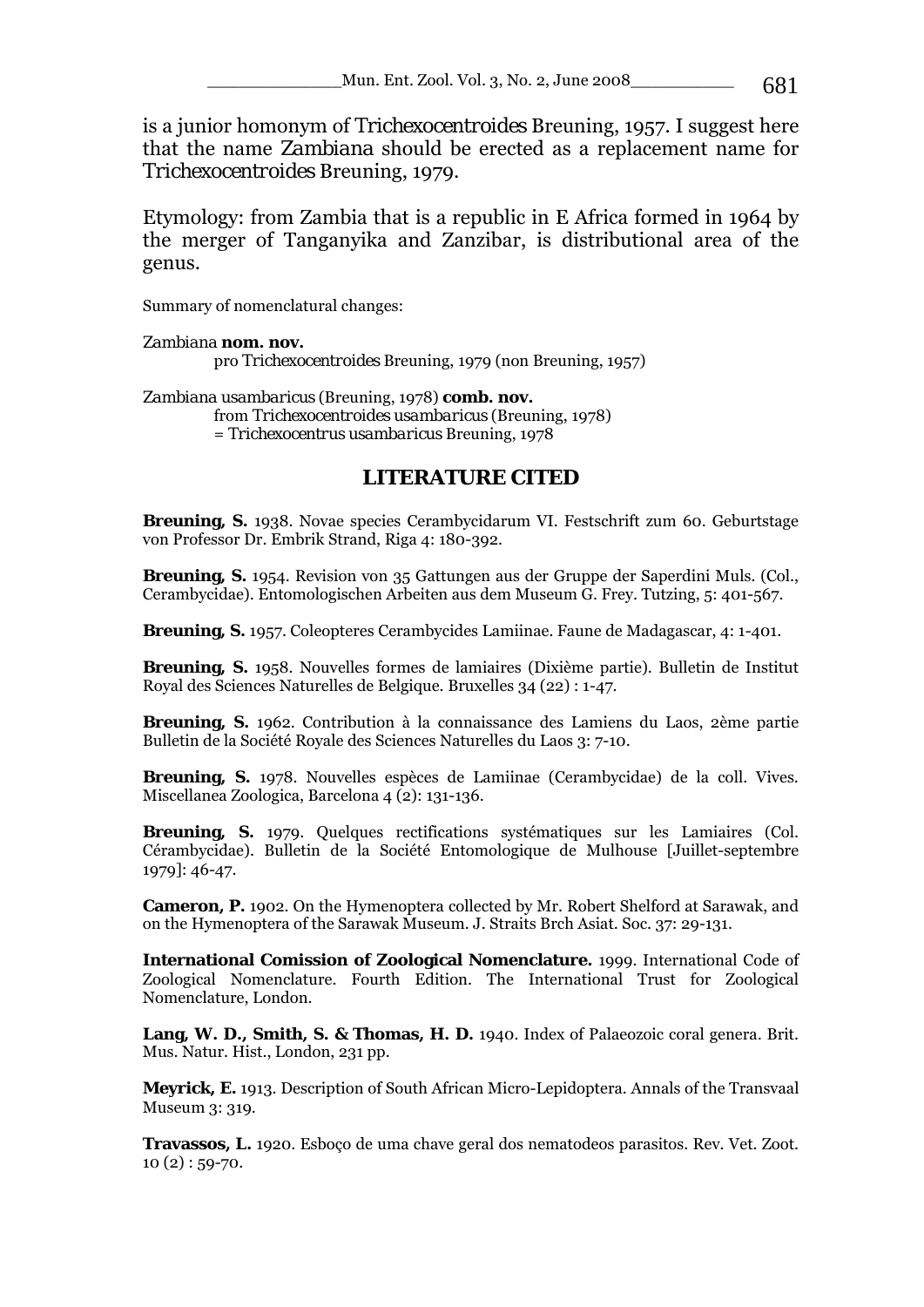is a junior homonym of *Trichexocentroides* Breuning, 1957. I suggest here that the name *Zambiana* should be erected as a replacement name for *Trichexocentroides* Breuning, 1979.

Etymology: from Zambia that is a republic in E Africa formed in 1964 by the merger of Tanganyika and Zanzibar, is distributional area of the genus.

Summary of nomenclatural changes:

*Zambiana* **nom. nov.**
pro *Trichexocentroides* Breuning, 1979 (non Breuning, 1957)

*Zambiana usambaricus* (Breuning, 1978) **comb. nov.**
from *Trichexocentroides usambaricus* (Breuning, 1978)
= *Trichexocentrus usambaricus* Breuning, 1978

## LITERATURE CITED

**Breuning, S.** 1938. Novae species Cerambycidarum VI. Festschrift zum 60. Geburtstage von Professor Dr. Embrik Strand, Riga 4: 180-392.

**Breuning, S.** 1954. Revision von 35 Gattungen aus der Gruppe der Saperdini Muls. (Col., Cerambycidae). Entomologischen Arbeiten aus dem Museum G. Frey. Tutzing, 5: 401-567.

**Breuning, S.** 1957. Coleopteres Cerambycides Lamiinae. Faune de Madagascar, 4: 1-401.

**Breuning, S.** 1958. Nouvelles formes de lamiaires (Dixième partie). Bulletin de Institut Royal des Sciences Naturelles de Belgique. Bruxelles 34 (22) : 1-47.

**Breuning, S.** 1962. Contribution à la connaissance des Lamiens du Laos, 2ème partie Bulletin de la Société Royale des Sciences Naturelles du Laos 3: 7-10.

**Breuning, S.** 1978. Nouvelles espèces de Lamiinae (Cerambycidae) de la coll. Vives. Miscellanea Zoologica, Barcelona 4 (2): 131-136.

**Breuning, S.** 1979. Quelques rectifications systématiques sur les Lamiaires (Col. Cérambycidae). Bulletin de la Société Entomologique de Mulhouse [Juillet-septembre 1979]: 46-47.

**Cameron, P.** 1902. On the Hymenoptera collected by Mr. Robert Shelford at Sarawak, and on the Hymenoptera of the Sarawak Museum. J. Straits Brch Asiat. Soc. 37: 29-131.

**International Comission of Zoological Nomenclature.** 1999. International Code of Zoological Nomenclature. Fourth Edition. The International Trust for Zoological Nomenclature, London.

**Lang, W. D., Smith, S. & Thomas, H. D.** 1940. Index of Palaeozoic coral genera. Brit. Mus. Natur. Hist., London, 231 pp.

**Meyrick, E.** 1913. Description of South African Micro-Lepidoptera. Annals of the Transvaal Museum 3: 319.

**Travassos, L.** 1920. Esboço de uma chave geral dos nematodeos parasitos. Rev. Vet. Zoot. 10 (2) : 59-70.